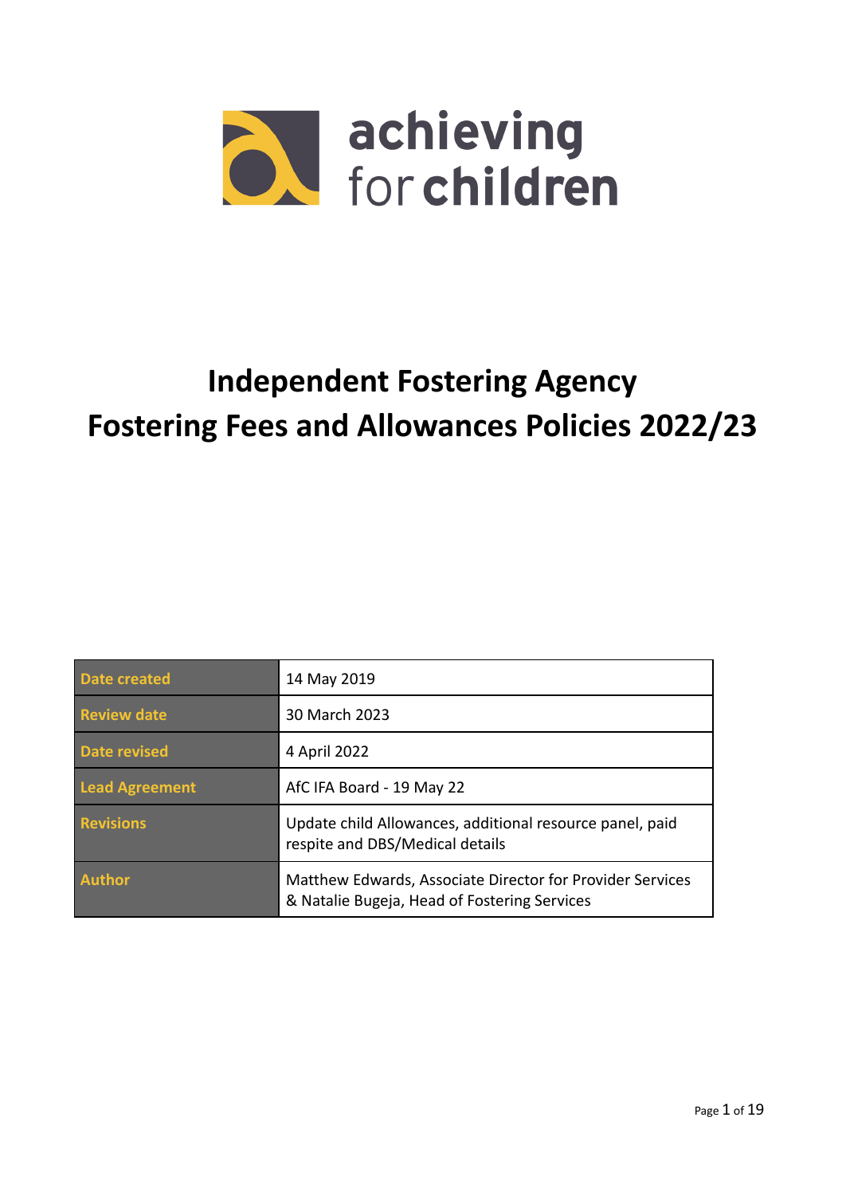achieving for children

# Independent Fostering Agency
# Fostering Fees and Allowances Policies 2022/23

| | |
|---|---|
| **Date created** | 14 May 2019 |
| **Review date** | 30 March 2023 |
| **Date revised** | 4 April 2022 |
| **Lead Agreement** | AfC IFA Board - 19 May 22 |
| **Revisions** | Update child Allowances, additional resource panel, paid respite and DBS/Medical details |
| **Author** | Matthew Edwards, Associate Director for Provider Services & Natalie Bugeja, Head of Fostering Services |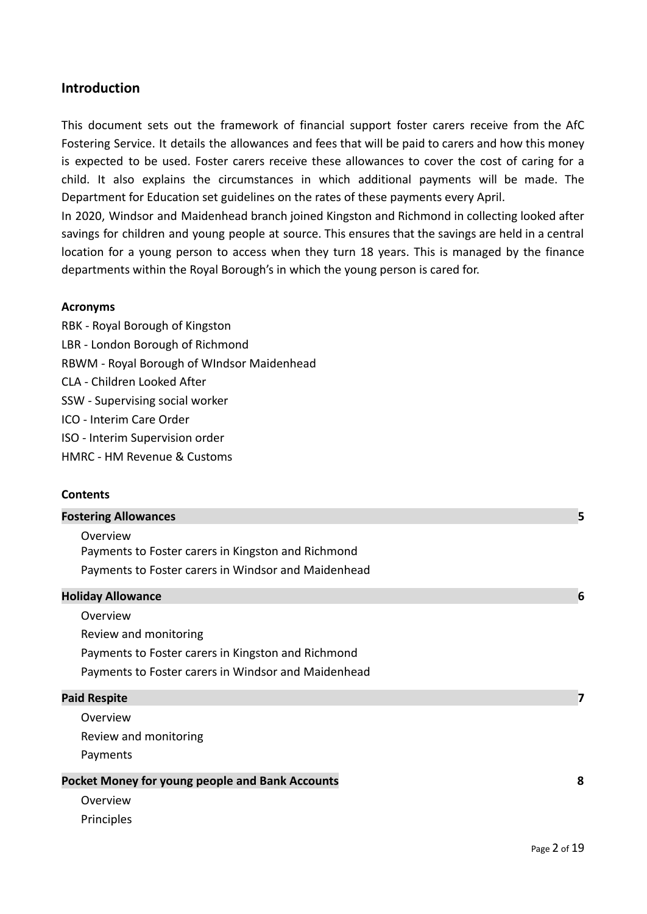## Introduction

This document sets out the framework of financial support foster carers receive from the AfC Fostering Service. It details the allowances and fees that will be paid to carers and how this money is expected to be used. Foster carers receive these allowances to cover the cost of caring for a child. It also explains the circumstances in which additional payments will be made. The Department for Education set guidelines on the rates of these payments every April.

In 2020, Windsor and Maidenhead branch joined Kingston and Richmond in collecting looked after savings for children and young people at source. This ensures that the savings are held in a central location for a young person to access when they turn 18 years. This is managed by the finance departments within the Royal Borough's in which the young person is cared for.

**Acronyms**

RBK - Royal Borough of Kingston
LBR - London Borough of Richmond
RBWM - Royal Borough of WIndsor Maidenhead
CLA - Children Looked After
SSW - Supervising social worker
ICO - Interim Care Order
ISO - Interim Supervision order
HMRC - HM Revenue & Customs

**Contents**

**Fostering Allowances** 5

- Overview
- Payments to Foster carers in Kingston and Richmond
- Payments to Foster carers in Windsor and Maidenhead

**Holiday Allowance** 6

- Overview
- Review and monitoring
- Payments to Foster carers in Kingston and Richmond
- Payments to Foster carers in Windsor and Maidenhead

**Paid Respite** 7

- Overview
- Review and monitoring
- Payments

**Pocket Money for young people and Bank Accounts** 8

- Overview
- Principles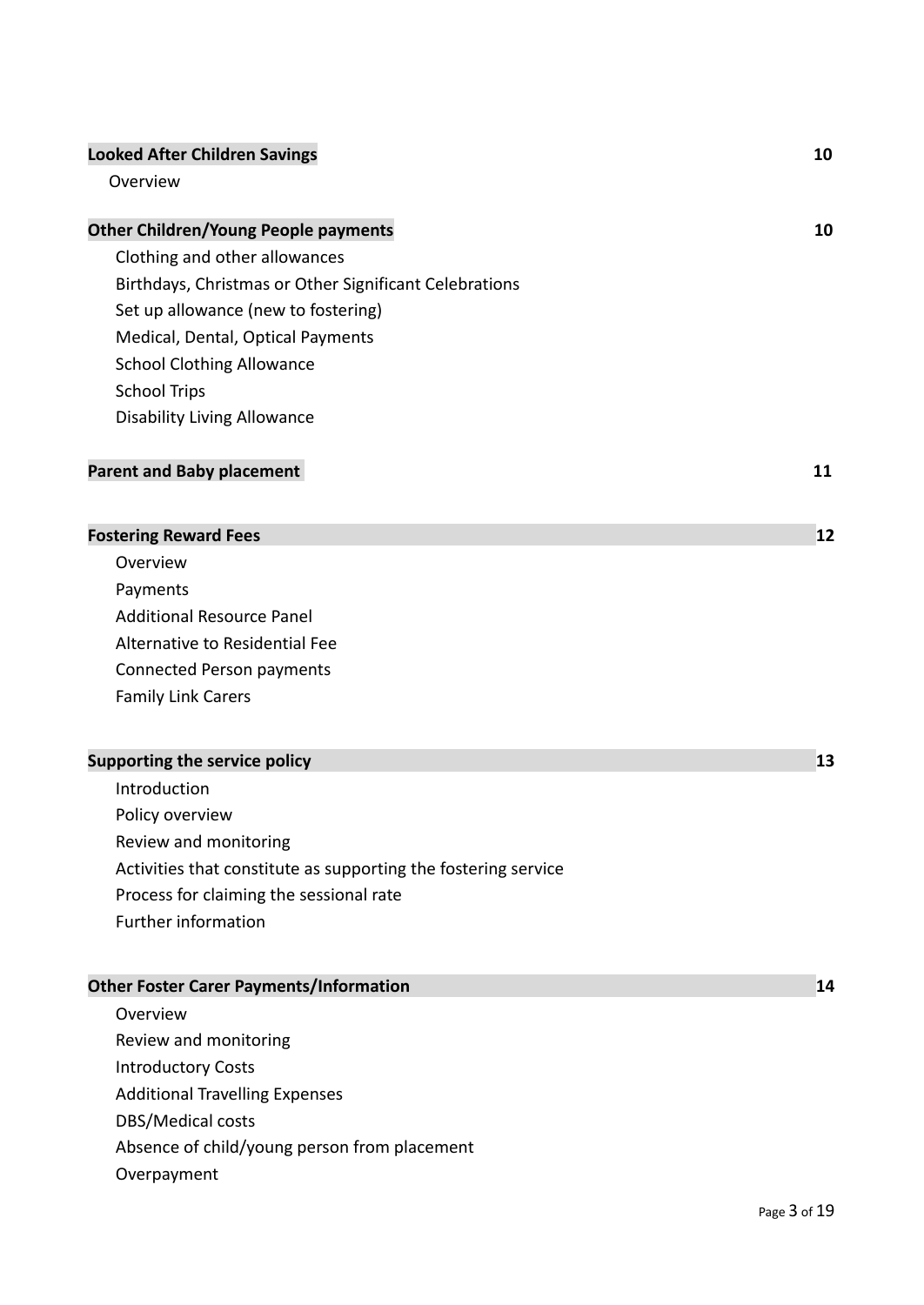| | |
|---|---|
| **Looked After Children Savings** | **10** |
| Overview | |
| **Other Children/Young People payments** | **10** |
| Clothing and other allowances | |
| Birthdays, Christmas or Other Significant Celebrations | |
| Set up allowance (new to fostering) | |
| Medical, Dental, Optical Payments | |
| School Clothing Allowance | |
| School Trips | |
| Disability Living Allowance | |
| **Parent and Baby placement** | **11** |
| **Fostering Reward Fees** | **12** |
| Overview | |
| Payments | |
| Additional Resource Panel | |
| Alternative to Residential Fee | |
| Connected Person payments | |
| Family Link Carers | |
| **Supporting the service policy** | **13** |
| Introduction | |
| Policy overview | |
| Review and monitoring | |
| Activities that constitute as supporting the fostering service | |
| Process for claiming the sessional rate | |
| Further information | |
| **Other Foster Carer Payments/Information** | **14** |
| Overview | |
| Review and monitoring | |
| Introductory Costs | |
| Additional Travelling Expenses | |
| DBS/Medical costs | |
| Absence of child/young person from placement | |
| Overpayment | |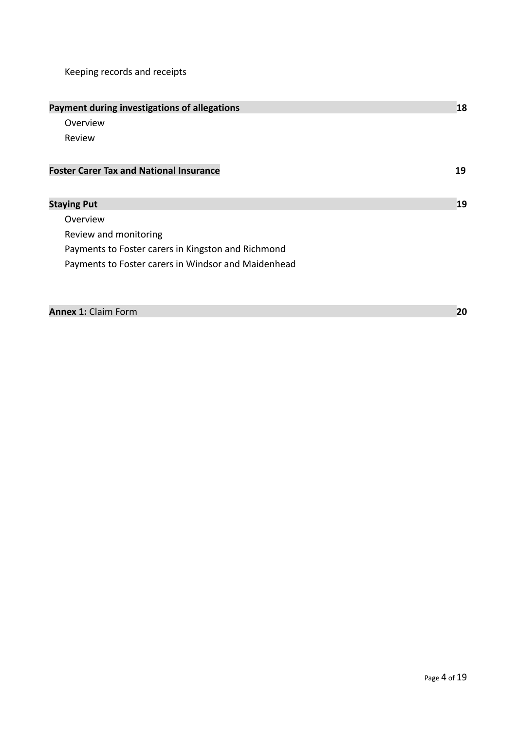Keeping records and receipts

| | |
|---|---|
| **Payment during investigations of allegations** | **18** |
| Overview | |
| Review | |
| | |
| **Foster Carer Tax and National Insurance** | **19** |
| | |
| **Staying Put** | **19** |
| Overview | |
| Review and monitoring | |
| Payments to Foster carers in Kingston and Richmond | |
| Payments to Foster carers in Windsor and Maidenhead | |
| | |
| **Annex 1:** Claim Form | **20** |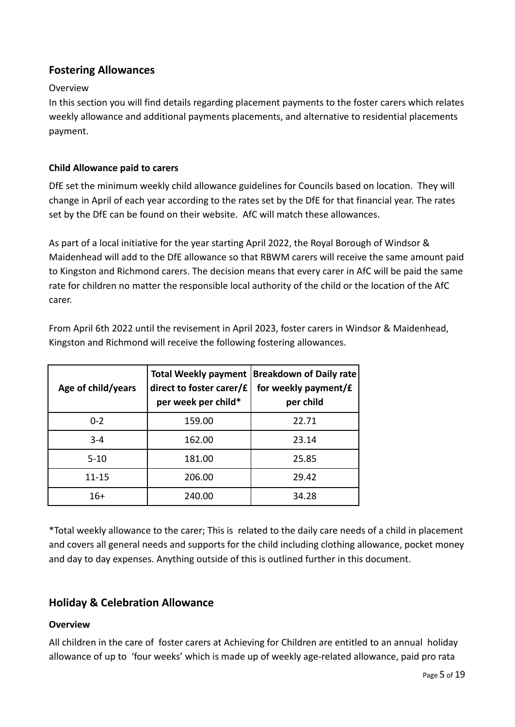## Fostering Allowances

Overview

In this section you will find details regarding placement payments to the foster carers which relates weekly allowance and additional payments placements, and alternative to residential placements payment.

**Child Allowance paid to carers**

DfE set the minimum weekly child allowance guidelines for Councils based on location. They will change in April of each year according to the rates set by the DfE for that financial year. The rates set by the DfE can be found on their website. AfC will match these allowances.

As part of a local initiative for the year starting April 2022, the Royal Borough of Windsor & Maidenhead will add to the DfE allowance so that RBWM carers will receive the same amount paid to Kingston and Richmond carers. The decision means that every carer in AfC will be paid the same rate for children no matter the responsible local authority of the child or the location of the AfC carer.

From April 6th 2022 until the revisement in April 2023, foster carers in Windsor & Maidenhead, Kingston and Richmond will receive the following fostering allowances.

| Age of child/years | Total Weekly payment direct to foster carer/£ per week per child* | Breakdown of Daily rate for weekly payment/£ per child |
|---|---|---|
| 0-2 | 159.00 | 22.71 |
| 3-4 | 162.00 | 23.14 |
| 5-10 | 181.00 | 25.85 |
| 11-15 | 206.00 | 29.42 |
| 16+ | 240.00 | 34.28 |

*Total weekly allowance to the carer; This is related to the daily care needs of a child in placement and covers all general needs and supports for the child including clothing allowance, pocket money and day to day expenses. Anything outside of this is outlined further in this document.

## Holiday & Celebration Allowance

**Overview**

All children in the care of foster carers at Achieving for Children are entitled to an annual holiday allowance of up to 'four weeks' which is made up of weekly age-related allowance, paid pro rata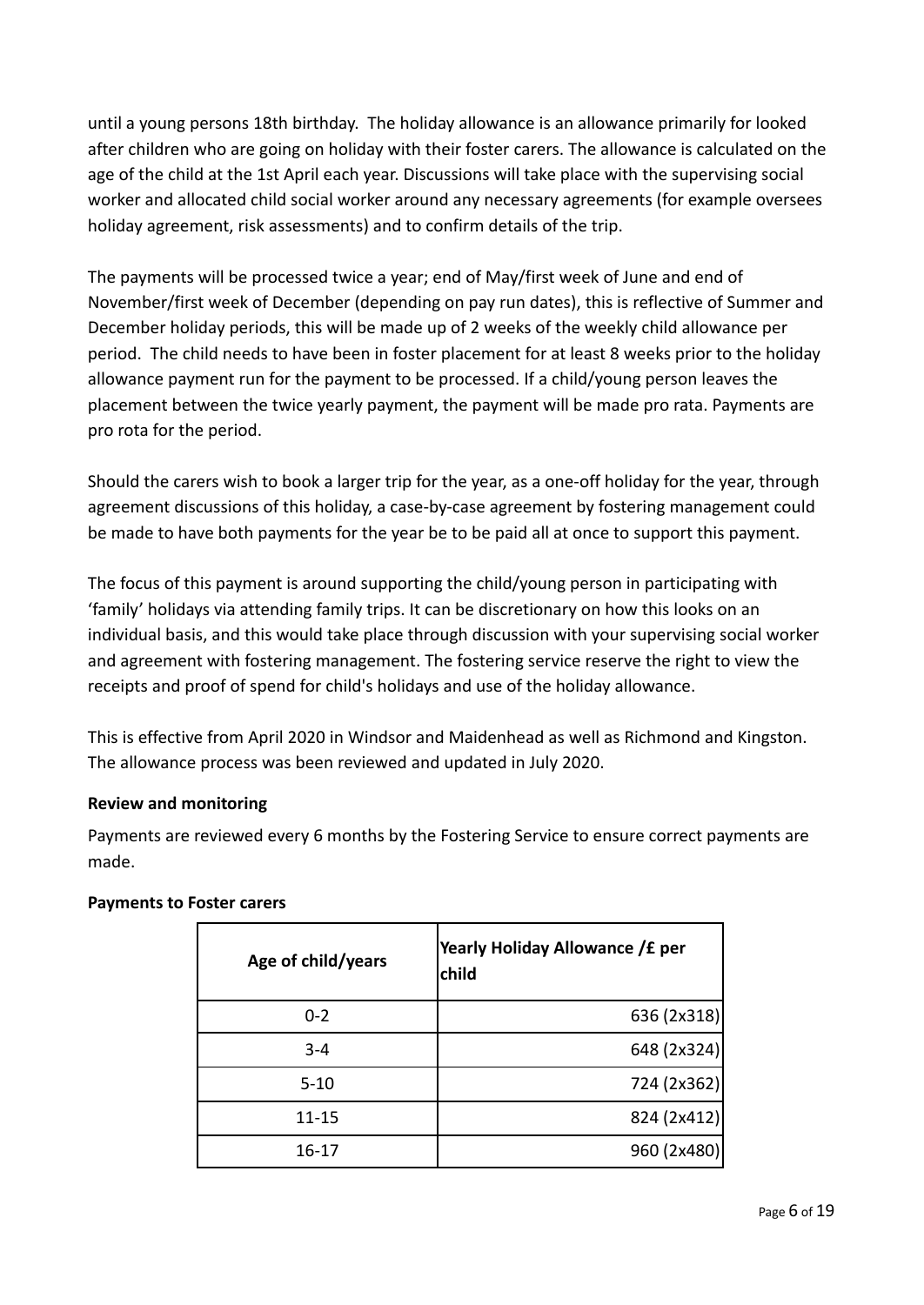until a young persons 18th birthday. The holiday allowance is an allowance primarily for looked after children who are going on holiday with their foster carers. The allowance is calculated on the age of the child at the 1st April each year. Discussions will take place with the supervising social worker and allocated child social worker around any necessary agreements (for example oversees holiday agreement, risk assessments) and to confirm details of the trip.

The payments will be processed twice a year; end of May/first week of June and end of November/first week of December (depending on pay run dates), this is reflective of Summer and December holiday periods, this will be made up of 2 weeks of the weekly child allowance per period. The child needs to have been in foster placement for at least 8 weeks prior to the holiday allowance payment run for the payment to be processed. If a child/young person leaves the placement between the twice yearly payment, the payment will be made pro rata. Payments are pro rota for the period.

Should the carers wish to book a larger trip for the year, as a one-off holiday for the year, through agreement discussions of this holiday, a case-by-case agreement by fostering management could be made to have both payments for the year be to be paid all at once to support this payment.

The focus of this payment is around supporting the child/young person in participating with 'family' holidays via attending family trips. It can be discretionary on how this looks on an individual basis, and this would take place through discussion with your supervising social worker and agreement with fostering management. The fostering service reserve the right to view the receipts and proof of spend for child's holidays and use of the holiday allowance.

This is effective from April 2020 in Windsor and Maidenhead as well as Richmond and Kingston. The allowance process was been reviewed and updated in July 2020.

**Review and monitoring**

Payments are reviewed every 6 months by the Fostering Service to ensure correct payments are made.

**Payments to Foster carers**

| Age of child/years | Yearly Holiday Allowance /£ per child |
|---|---:|
| 0-2 | 636 (2x318) |
| 3-4 | 648 (2x324) |
| 5-10 | 724 (2x362) |
| 11-15 | 824 (2x412) |
| 16-17 | 960 (2x480) |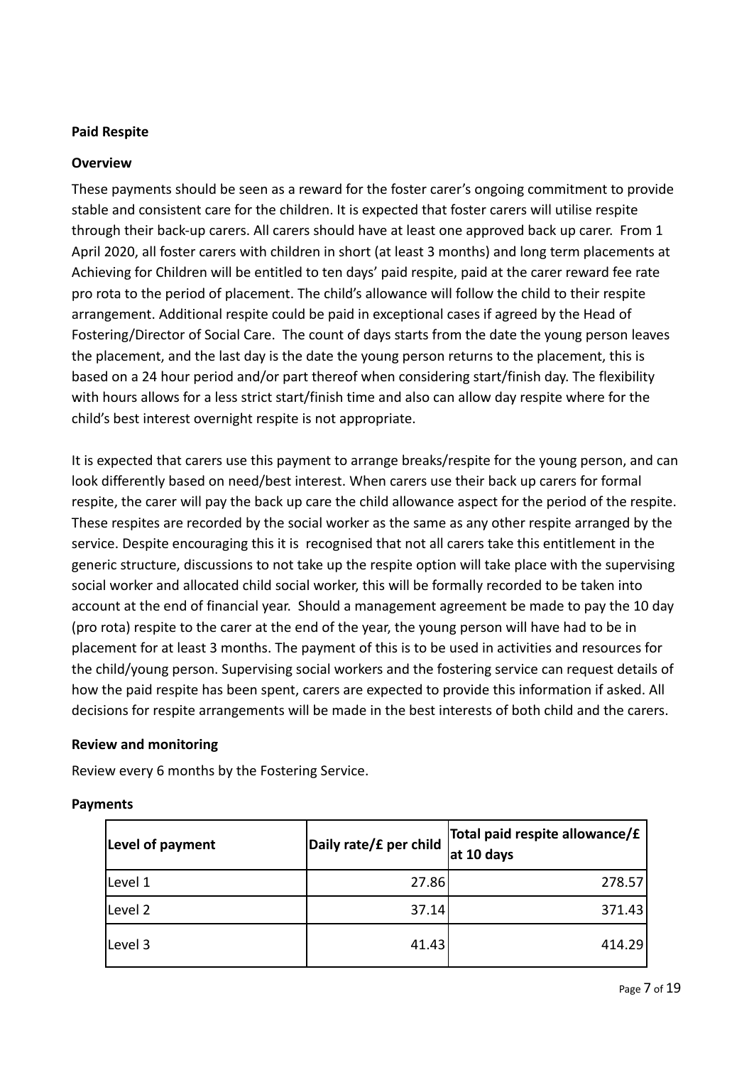**Paid Respite**

**Overview**

These payments should be seen as a reward for the foster carer's ongoing commitment to provide stable and consistent care for the children. It is expected that foster carers will utilise respite through their back-up carers. All carers should have at least one approved back up carer. From 1 April 2020, all foster carers with children in short (at least 3 months) and long term placements at Achieving for Children will be entitled to ten days' paid respite, paid at the carer reward fee rate pro rota to the period of placement. The child's allowance will follow the child to their respite arrangement. Additional respite could be paid in exceptional cases if agreed by the Head of Fostering/Director of Social Care. The count of days starts from the date the young person leaves the placement, and the last day is the date the young person returns to the placement, this is based on a 24 hour period and/or part thereof when considering start/finish day. The flexibility with hours allows for a less strict start/finish time and also can allow day respite where for the child's best interest overnight respite is not appropriate.

It is expected that carers use this payment to arrange breaks/respite for the young person, and can look differently based on need/best interest. When carers use their back up carers for formal respite, the carer will pay the back up care the child allowance aspect for the period of the respite. These respites are recorded by the social worker as the same as any other respite arranged by the service. Despite encouraging this it is recognised that not all carers take this entitlement in the generic structure, discussions to not take up the respite option will take place with the supervising social worker and allocated child social worker, this will be formally recorded to be taken into account at the end of financial year. Should a management agreement be made to pay the 10 day (pro rota) respite to the carer at the end of the year, the young person will have had to be in placement for at least 3 months. The payment of this is to be used in activities and resources for the child/young person. Supervising social workers and the fostering service can request details of how the paid respite has been spent, carers are expected to provide this information if asked. All decisions for respite arrangements will be made in the best interests of both child and the carers.

**Review and monitoring**

Review every 6 months by the Fostering Service.

**Payments**

| Level of payment | Daily rate/£ per child | Total paid respite allowance/£ at 10 days |
|---|---:|---:|
| Level 1 | 27.86 | 278.57 |
| Level 2 | 37.14 | 371.43 |
| Level 3 | 41.43 | 414.29 |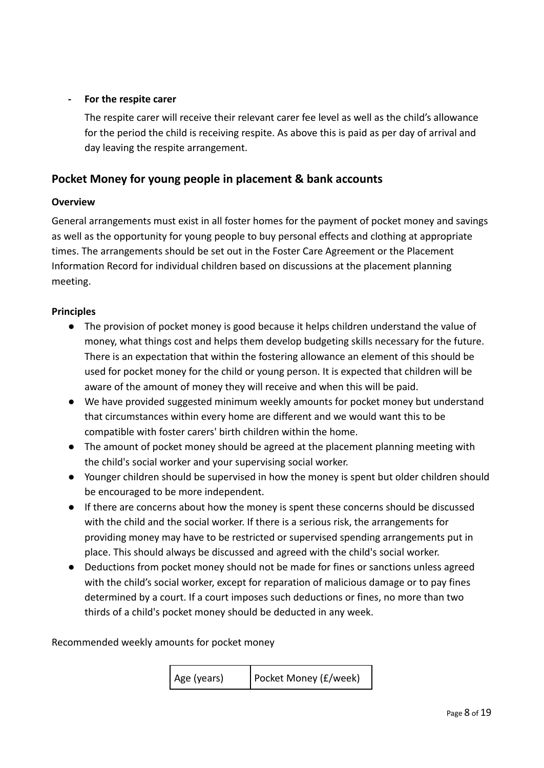- **For the respite carer**

  The respite carer will receive their relevant carer fee level as well as the child's allowance for the period the child is receiving respite. As above this is paid as per day of arrival and day leaving the respite arrangement.

## Pocket Money for young people in placement & bank accounts

**Overview**

General arrangements must exist in all foster homes for the payment of pocket money and savings as well as the opportunity for young people to buy personal effects and clothing at appropriate times. The arrangements should be set out in the Foster Care Agreement or the Placement Information Record for individual children based on discussions at the placement planning meeting.

**Principles**

- The provision of pocket money is good because it helps children understand the value of money, what things cost and helps them develop budgeting skills necessary for the future. There is an expectation that within the fostering allowance an element of this should be used for pocket money for the child or young person. It is expected that children will be aware of the amount of money they will receive and when this will be paid.
- We have provided suggested minimum weekly amounts for pocket money but understand that circumstances within every home are different and we would want this to be compatible with foster carers' birth children within the home.
- The amount of pocket money should be agreed at the placement planning meeting with the child's social worker and your supervising social worker.
- Younger children should be supervised in how the money is spent but older children should be encouraged to be more independent.
- If there are concerns about how the money is spent these concerns should be discussed with the child and the social worker. If there is a serious risk, the arrangements for providing money may have to be restricted or supervised spending arrangements put in place. This should always be discussed and agreed with the child's social worker.
- Deductions from pocket money should not be made for fines or sanctions unless agreed with the child's social worker, except for reparation of malicious damage or to pay fines determined by a court. If a court imposes such deductions or fines, no more than two thirds of a child's pocket money should be deducted in any week.

Recommended weekly amounts for pocket money

| Age (years) | Pocket Money (£/week) |
|---|---|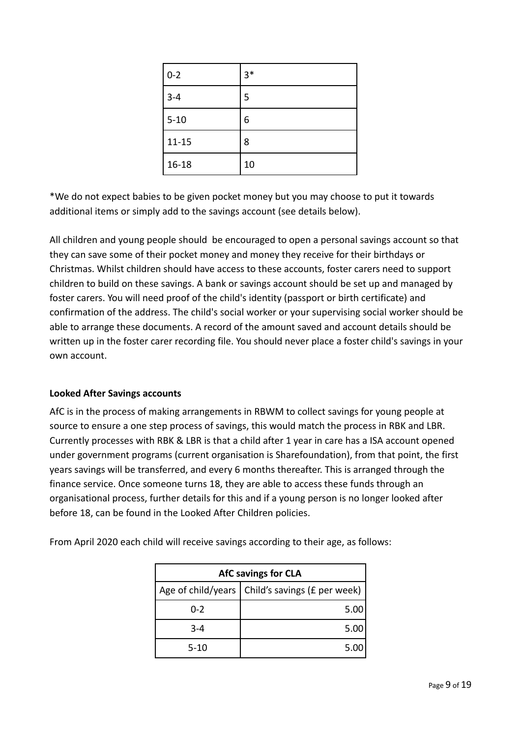| 0-2 | 3* |
|---|---|
| 3-4 | 5 |
| 5-10 | 6 |
| 11-15 | 8 |
| 16-18 | 10 |

*We do not expect babies to be given pocket money but you may choose to put it towards additional items or simply add to the savings account (see details below).

All children and young people should  be encouraged to open a personal savings account so that they can save some of their pocket money and money they receive for their birthdays or Christmas. Whilst children should have access to these accounts, foster carers need to support children to build on these savings. A bank or savings account should be set up and managed by foster carers. You will need proof of the child's identity (passport or birth certificate) and confirmation of the address. The child's social worker or your supervising social worker should be able to arrange these documents. A record of the amount saved and account details should be written up in the foster carer recording file. You should never place a foster child's savings in your own account.

**Looked After Savings accounts**

AfC is in the process of making arrangements in RBWM to collect savings for young people at source to ensure a one step process of savings, this would match the process in RBK and LBR. Currently processes with RBK & LBR is that a child after 1 year in care has a ISA account opened under government programs (current organisation is Sharefoundation), from that point, the first years savings will be transferred, and every 6 months thereafter. This is arranged through the finance service. Once someone turns 18, they are able to access these funds through an organisational process, further details for this and if a young person is no longer looked after before 18, can be found in the Looked After Children policies.

From April 2020 each child will receive savings according to their age, as follows:

| AfC savings for CLA | |
|---|---|
| Age of child/years | Child's savings (£ per week) |
| 0-2 | 5.00 |
| 3-4 | 5.00 |
| 5-10 | 5.00 |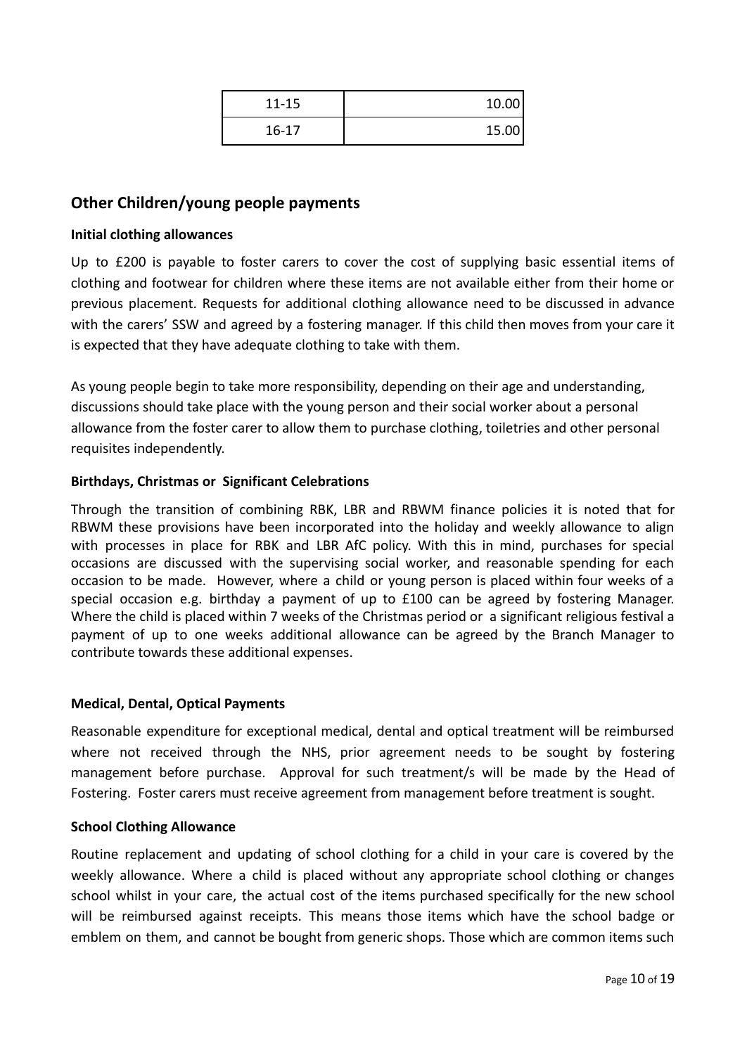| 11-15 | 10.00 |
|---|---|
| 16-17 | 15.00 |

## Other Children/young people payments

### Initial clothing allowances

Up to £200 is payable to foster carers to cover the cost of supplying basic essential items of clothing and footwear for children where these items are not available either from their home or previous placement. Requests for additional clothing allowance need to be discussed in advance with the carers' SSW and agreed by a fostering manager. If this child then moves from your care it is expected that they have adequate clothing to take with them.

As young people begin to take more responsibility, depending on their age and understanding, discussions should take place with the young person and their social worker about a personal allowance from the foster carer to allow them to purchase clothing, toiletries and other personal requisites independently.

### Birthdays, Christmas or Significant Celebrations

Through the transition of combining RBK, LBR and RBWM finance policies it is noted that for RBWM these provisions have been incorporated into the holiday and weekly allowance to align with processes in place for RBK and LBR AfC policy. With this in mind, purchases for special occasions are discussed with the supervising social worker, and reasonable spending for each occasion to be made. However, where a child or young person is placed within four weeks of a special occasion e.g. birthday a payment of up to £100 can be agreed by fostering Manager. Where the child is placed within 7 weeks of the Christmas period or a significant religious festival a payment of up to one weeks additional allowance can be agreed by the Branch Manager to contribute towards these additional expenses.

### Medical, Dental, Optical Payments

Reasonable expenditure for exceptional medical, dental and optical treatment will be reimbursed where not received through the NHS, prior agreement needs to be sought by fostering management before purchase. Approval for such treatment/s will be made by the Head of Fostering. Foster carers must receive agreement from management before treatment is sought.

### School Clothing Allowance

Routine replacement and updating of school clothing for a child in your care is covered by the weekly allowance. Where a child is placed without any appropriate school clothing or changes school whilst in your care, the actual cost of the items purchased specifically for the new school will be reimbursed against receipts. This means those items which have the school badge or emblem on them, and cannot be bought from generic shops. Those which are common items such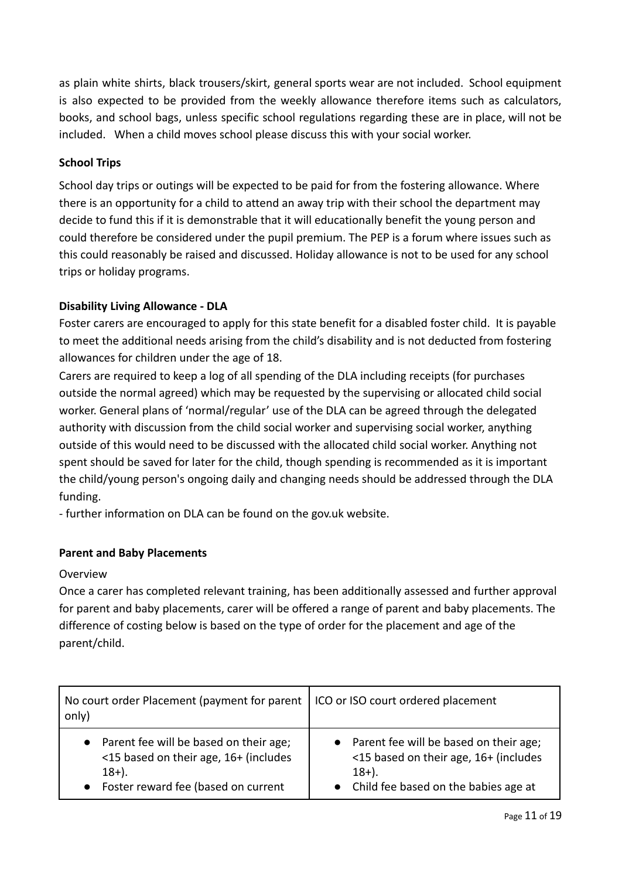as plain white shirts, black trousers/skirt, general sports wear are not included. School equipment is also expected to be provided from the weekly allowance therefore items such as calculators, books, and school bags, unless specific school regulations regarding these are in place, will not be included. When a child moves school please discuss this with your social worker.

**School Trips**

School day trips or outings will be expected to be paid for from the fostering allowance. Where there is an opportunity for a child to attend an away trip with their school the department may decide to fund this if it is demonstrable that it will educationally benefit the young person and could therefore be considered under the pupil premium. The PEP is a forum where issues such as this could reasonably be raised and discussed. Holiday allowance is not to be used for any school trips or holiday programs.

**Disability Living Allowance - DLA**

Foster carers are encouraged to apply for this state benefit for a disabled foster child. It is payable to meet the additional needs arising from the child's disability and is not deducted from fostering allowances for children under the age of 18.

Carers are required to keep a log of all spending of the DLA including receipts (for purchases outside the normal agreed) which may be requested by the supervising or allocated child social worker. General plans of 'normal/regular' use of the DLA can be agreed through the delegated authority with discussion from the child social worker and supervising social worker, anything outside of this would need to be discussed with the allocated child social worker. Anything not spent should be saved for later for the child, though spending is recommended as it is important the child/young person's ongoing daily and changing needs should be addressed through the DLA funding.

- further information on DLA can be found on the gov.uk website.

**Parent and Baby Placements**

Overview

Once a carer has completed relevant training, has been additionally assessed and further approval for parent and baby placements, carer will be offered a range of parent and baby placements. The difference of costing below is based on the type of order for the placement and age of the parent/child.

| No court order Placement (payment for parent only) | ICO or ISO court ordered placement |
|---|---|
| • Parent fee will be based on their age; <15 based on their age, 16+ (includes 18+).<br>• Foster reward fee (based on current | • Parent fee will be based on their age; <15 based on their age, 16+ (includes 18+).<br>• Child fee based on the babies age at |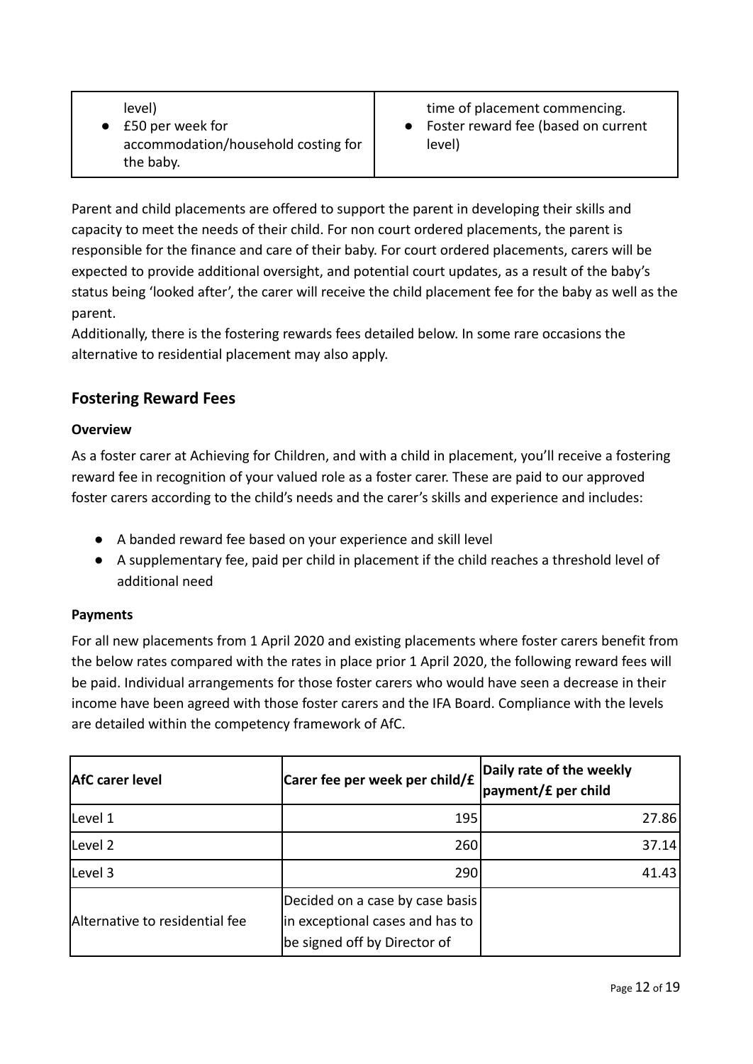| | |
|---|---|
| level)<br>• £50 per week for accommodation/household costing for the baby. | time of placement commencing.<br>• Foster reward fee (based on current level) |

Parent and child placements are offered to support the parent in developing their skills and capacity to meet the needs of their child. For non court ordered placements, the parent is responsible for the finance and care of their baby. For court ordered placements, carers will be expected to provide additional oversight, and potential court updates, as a result of the baby's status being 'looked after', the carer will receive the child placement fee for the baby as well as the parent.
Additionally, there is the fostering rewards fees detailed below. In some rare occasions the alternative to residential placement may also apply.

## Fostering Reward Fees

**Overview**

As a foster carer at Achieving for Children, and with a child in placement, you'll receive a fostering reward fee in recognition of your valued role as a foster carer. These are paid to our approved foster carers according to the child's needs and the carer's skills and experience and includes:

- A banded reward fee based on your experience and skill level
- A supplementary fee, paid per child in placement if the child reaches a threshold level of additional need

**Payments**

For all new placements from 1 April 2020 and existing placements where foster carers benefit from the below rates compared with the rates in place prior 1 April 2020, the following reward fees will be paid. Individual arrangements for those foster carers who would have seen a decrease in their income have been agreed with those foster carers and the IFA Board. Compliance with the levels are detailed within the competency framework of AfC.

| AfC carer level | Carer fee per week per child/£ | Daily rate of the weekly payment/£ per child |
|---|---|---|
| Level 1 | 195 | 27.86 |
| Level 2 | 260 | 37.14 |
| Level 3 | 290 | 41.43 |
| Alternative to residential fee | Decided on a case by case basis in exceptional cases and has to be signed off by Director of | |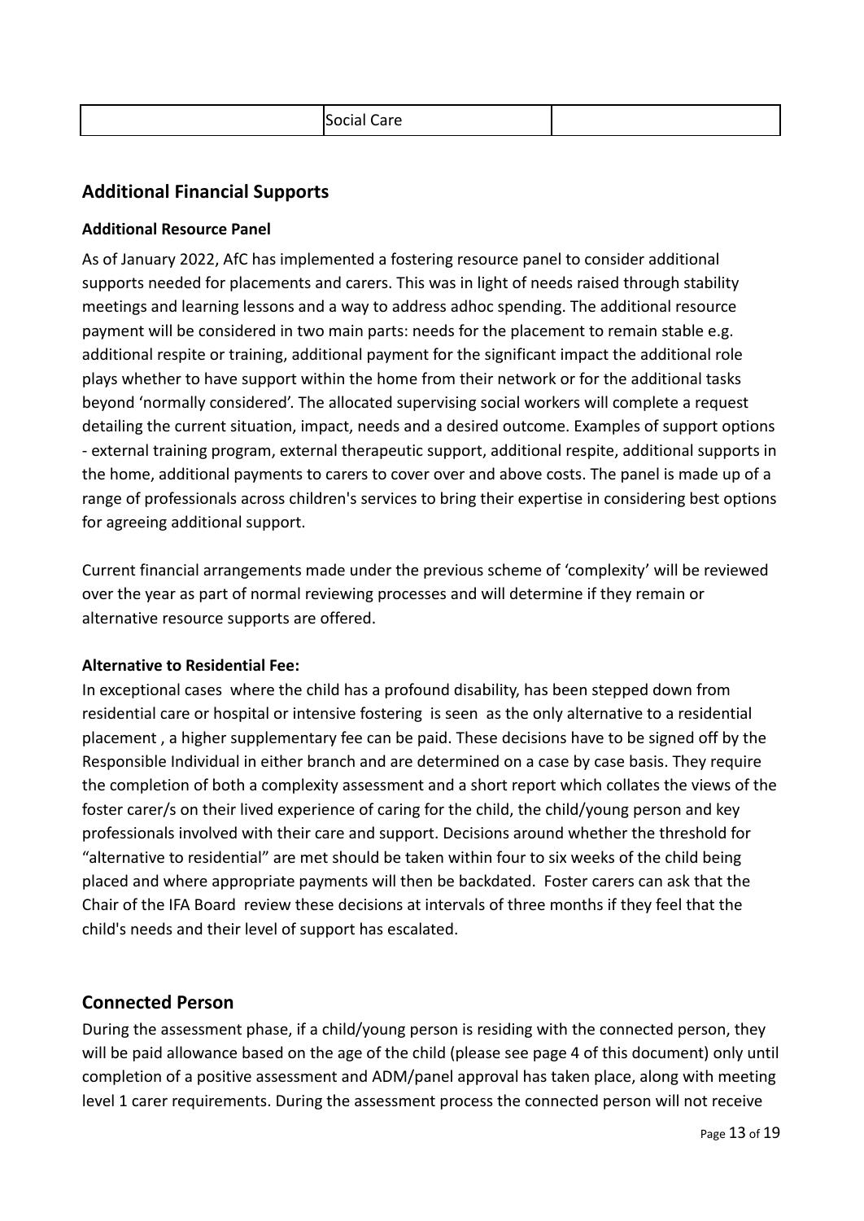|  | Social Care |  |
|---|---|---|

## Additional Financial Supports

**Additional Resource Panel**

As of January 2022, AfC has implemented a fostering resource panel to consider additional supports needed for placements and carers. This was in light of needs raised through stability meetings and learning lessons and a way to address adhoc spending. The additional resource payment will be considered in two main parts: needs for the placement to remain stable e.g. additional respite or training, additional payment for the significant impact the additional role plays whether to have support within the home from their network or for the additional tasks beyond 'normally considered'. The allocated supervising social workers will complete a request detailing the current situation, impact, needs and a desired outcome. Examples of support options - external training program, external therapeutic support, additional respite, additional supports in the home, additional payments to carers to cover over and above costs. The panel is made up of a range of professionals across children's services to bring their expertise in considering best options for agreeing additional support.

Current financial arrangements made under the previous scheme of 'complexity' will be reviewed over the year as part of normal reviewing processes and will determine if they remain or alternative resource supports are offered.

**Alternative to Residential Fee:**

In exceptional cases where the child has a profound disability, has been stepped down from residential care or hospital or intensive fostering is seen as the only alternative to a residential placement , a higher supplementary fee can be paid. These decisions have to be signed off by the Responsible Individual in either branch and are determined on a case by case basis. They require the completion of both a complexity assessment and a short report which collates the views of the foster carer/s on their lived experience of caring for the child, the child/young person and key professionals involved with their care and support. Decisions around whether the threshold for "alternative to residential" are met should be taken within four to six weeks of the child being placed and where appropriate payments will then be backdated. Foster carers can ask that the Chair of the IFA Board review these decisions at intervals of three months if they feel that the child's needs and their level of support has escalated.

## Connected Person

During the assessment phase, if a child/young person is residing with the connected person, they will be paid allowance based on the age of the child (please see page 4 of this document) only until completion of a positive assessment and ADM/panel approval has taken place, along with meeting level 1 carer requirements. During the assessment process the connected person will not receive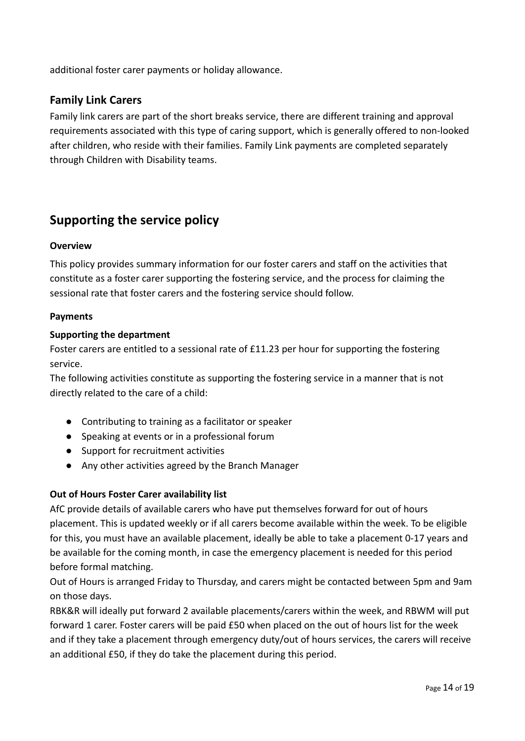additional foster carer payments or holiday allowance.

### Family Link Carers

Family link carers are part of the short breaks service, there are different training and approval requirements associated with this type of caring support, which is generally offered to non-looked after children, who reside with their families. Family Link payments are completed separately through Children with Disability teams.

## Supporting the service policy

**Overview**

This policy provides summary information for our foster carers and staff on the activities that constitute as a foster carer supporting the fostering service, and the process for claiming the sessional rate that foster carers and the fostering service should follow.

**Payments**

**Supporting the department**

Foster carers are entitled to a sessional rate of £11.23 per hour for supporting the fostering service.

The following activities constitute as supporting the fostering service in a manner that is not directly related to the care of a child:

- Contributing to training as a facilitator or speaker
- Speaking at events or in a professional forum
- Support for recruitment activities
- Any other activities agreed by the Branch Manager

**Out of Hours Foster Carer availability list**

AfC provide details of available carers who have put themselves forward for out of hours placement. This is updated weekly or if all carers become available within the week. To be eligible for this, you must have an available placement, ideally be able to take a placement 0-17 years and be available for the coming month, in case the emergency placement is needed for this period before formal matching.

Out of Hours is arranged Friday to Thursday, and carers might be contacted between 5pm and 9am on those days.

RBK&R will ideally put forward 2 available placements/carers within the week, and RBWM will put forward 1 carer. Foster carers will be paid £50 when placed on the out of hours list for the week and if they take a placement through emergency duty/out of hours services, the carers will receive an additional £50, if they do take the placement during this period.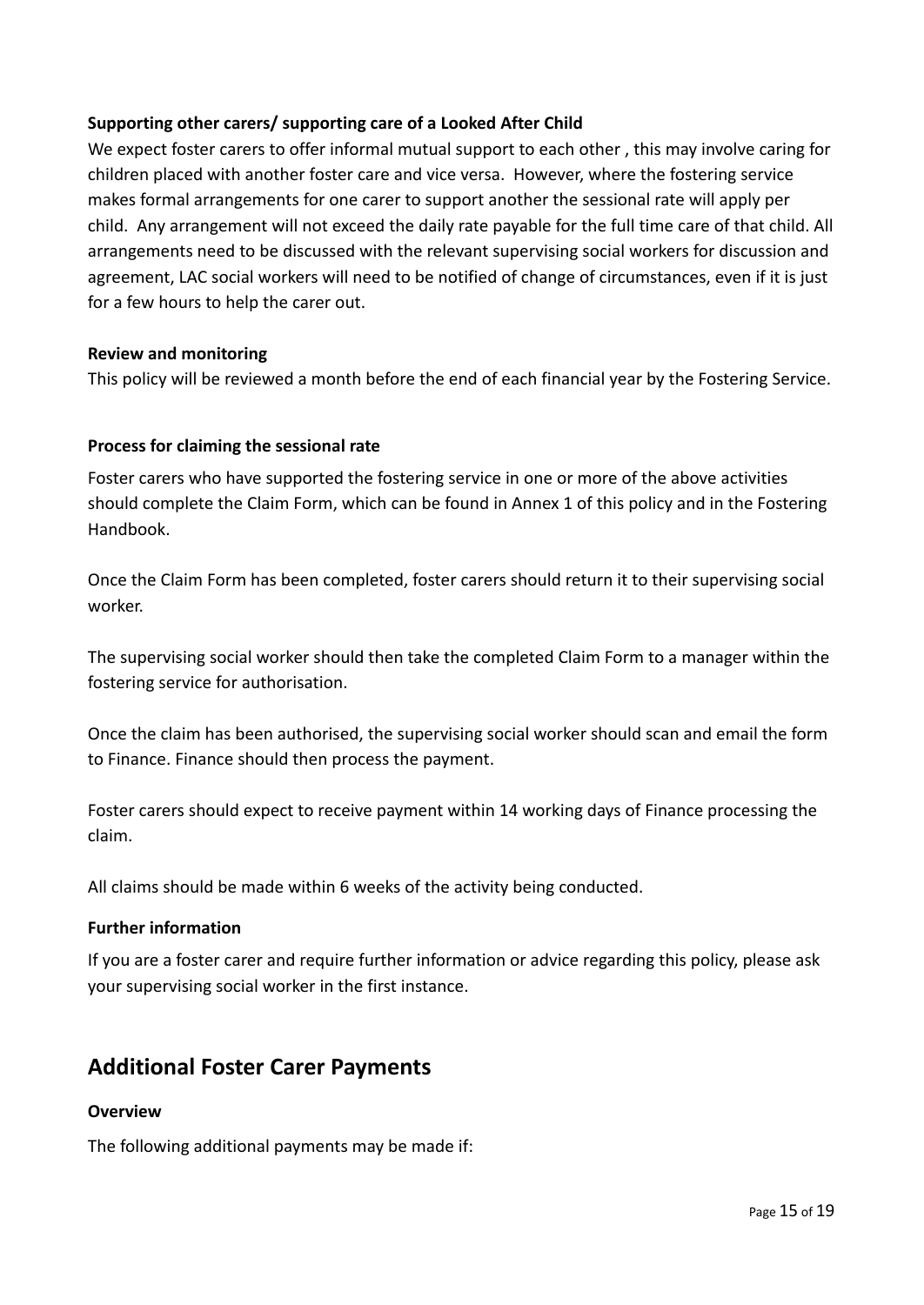**Supporting other carers/ supporting care of a Looked After Child**

We expect foster carers to offer informal mutual support to each other , this may involve caring for children placed with another foster care and vice versa. However, where the fostering service makes formal arrangements for one carer to support another the sessional rate will apply per child. Any arrangement will not exceed the daily rate payable for the full time care of that child. All arrangements need to be discussed with the relevant supervising social workers for discussion and agreement, LAC social workers will need to be notified of change of circumstances, even if it is just for a few hours to help the carer out.

**Review and monitoring**

This policy will be reviewed a month before the end of each financial year by the Fostering Service.

**Process for claiming the sessional rate**

Foster carers who have supported the fostering service in one or more of the above activities should complete the Claim Form, which can be found in Annex 1 of this policy and in the Fostering Handbook.

Once the Claim Form has been completed, foster carers should return it to their supervising social worker.

The supervising social worker should then take the completed Claim Form to a manager within the fostering service for authorisation.

Once the claim has been authorised, the supervising social worker should scan and email the form to Finance. Finance should then process the payment.

Foster carers should expect to receive payment within 14 working days of Finance processing the claim.

All claims should be made within 6 weeks of the activity being conducted.

**Further information**

If you are a foster carer and require further information or advice regarding this policy, please ask your supervising social worker in the first instance.

## Additional Foster Carer Payments

**Overview**

The following additional payments may be made if: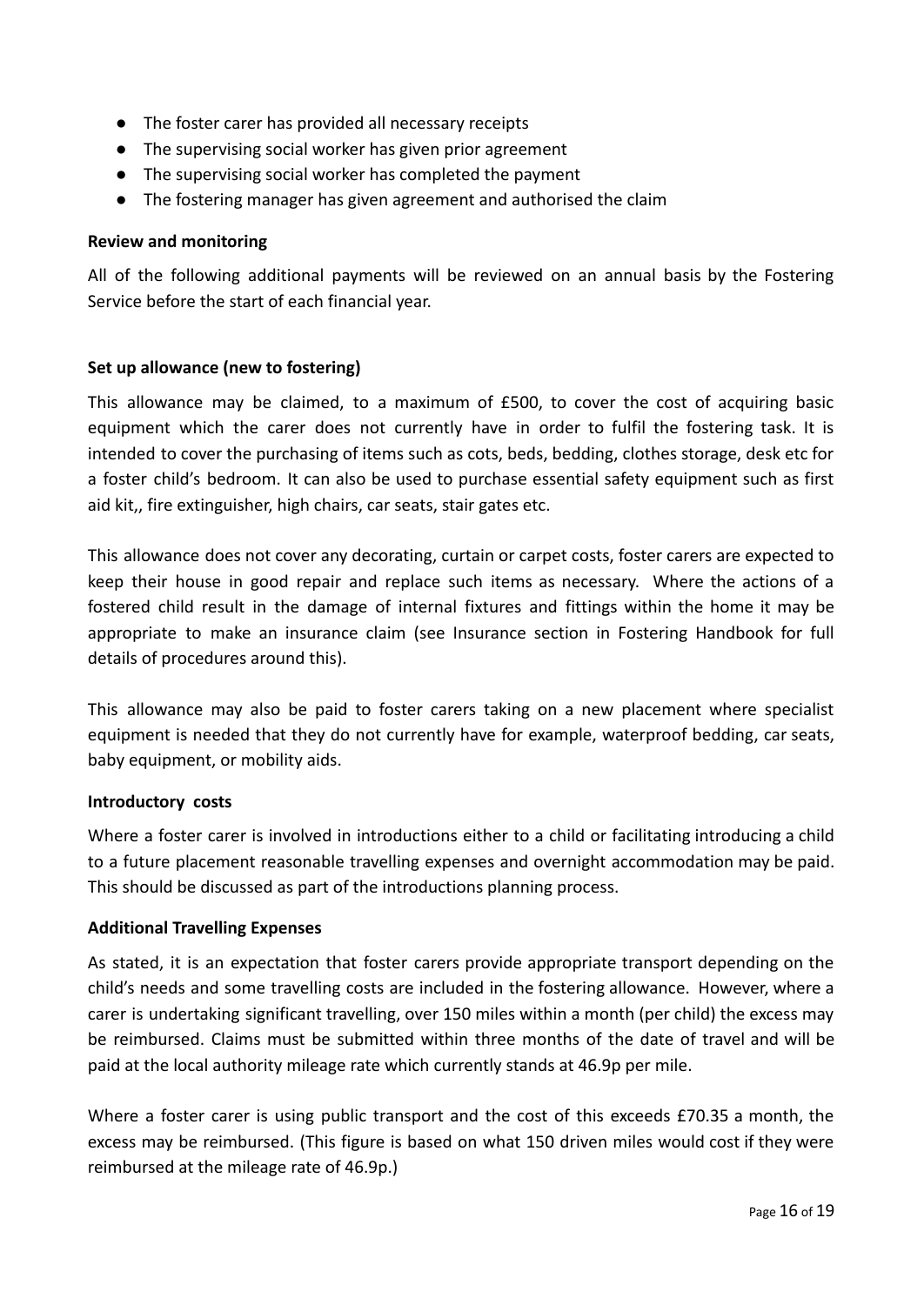- The foster carer has provided all necessary receipts
- The supervising social worker has given prior agreement
- The supervising social worker has completed the payment
- The fostering manager has given agreement and authorised the claim

**Review and monitoring**

All of the following additional payments will be reviewed on an annual basis by the Fostering Service before the start of each financial year.

**Set up allowance (new to fostering)**

This allowance may be claimed, to a maximum of £500, to cover the cost of acquiring basic equipment which the carer does not currently have in order to fulfil the fostering task. It is intended to cover the purchasing of items such as cots, beds, bedding, clothes storage, desk etc for a foster child's bedroom. It can also be used to purchase essential safety equipment such as first aid kit,, fire extinguisher, high chairs, car seats, stair gates etc.

This allowance does not cover any decorating, curtain or carpet costs, foster carers are expected to keep their house in good repair and replace such items as necessary. Where the actions of a fostered child result in the damage of internal fixtures and fittings within the home it may be appropriate to make an insurance claim (see Insurance section in Fostering Handbook for full details of procedures around this).

This allowance may also be paid to foster carers taking on a new placement where specialist equipment is needed that they do not currently have for example, waterproof bedding, car seats, baby equipment, or mobility aids.

**Introductory costs**

Where a foster carer is involved in introductions either to a child or facilitating introducing a child to a future placement reasonable travelling expenses and overnight accommodation may be paid. This should be discussed as part of the introductions planning process.

**Additional Travelling Expenses**

As stated, it is an expectation that foster carers provide appropriate transport depending on the child's needs and some travelling costs are included in the fostering allowance. However, where a carer is undertaking significant travelling, over 150 miles within a month (per child) the excess may be reimbursed. Claims must be submitted within three months of the date of travel and will be paid at the local authority mileage rate which currently stands at 46.9p per mile.

Where a foster carer is using public transport and the cost of this exceeds £70.35 a month, the excess may be reimbursed. (This figure is based on what 150 driven miles would cost if they were reimbursed at the mileage rate of 46.9p.)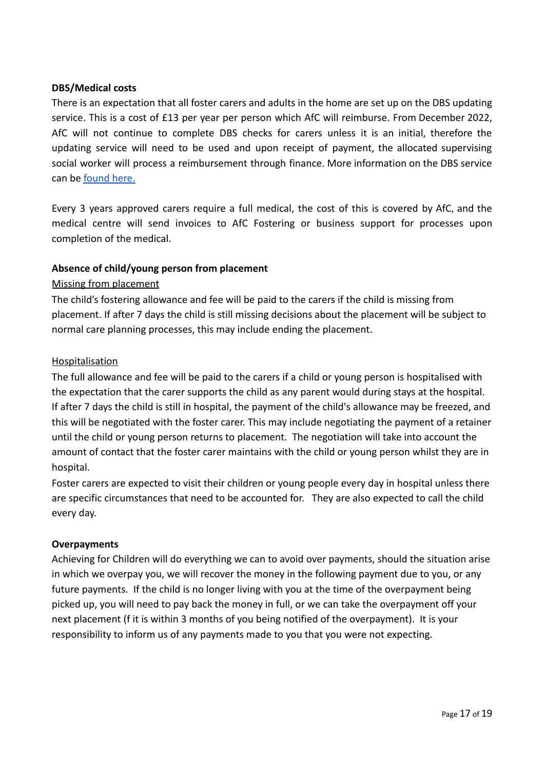**DBS/Medical costs**

There is an expectation that all foster carers and adults in the home are set up on the DBS updating service. This is a cost of £13 per year per person which AfC will reimburse. From December 2022, AfC will not continue to complete DBS checks for carers unless it is an initial, therefore the updating service will need to be used and upon receipt of payment, the allocated supervising social worker will process a reimbursement through finance. More information on the DBS service can be found here.

Every 3 years approved carers require a full medical, the cost of this is covered by AfC, and the medical centre will send invoices to AfC Fostering or business support for processes upon completion of the medical.

**Absence of child/young person from placement**

<u>Missing from placement</u>

The child's fostering allowance and fee will be paid to the carers if the child is missing from placement. If after 7 days the child is still missing decisions about the placement will be subject to normal care planning processes, this may include ending the placement.

<u>Hospitalisation</u>

The full allowance and fee will be paid to the carers if a child or young person is hospitalised with the expectation that the carer supports the child as any parent would during stays at the hospital. If after 7 days the child is still in hospital, the payment of the child's allowance may be freezed, and this will be negotiated with the foster carer. This may include negotiating the payment of a retainer until the child or young person returns to placement. The negotiation will take into account the amount of contact that the foster carer maintains with the child or young person whilst they are in hospital.

Foster carers are expected to visit their children or young people every day in hospital unless there are specific circumstances that need to be accounted for. They are also expected to call the child every day.

**Overpayments**

Achieving for Children will do everything we can to avoid over payments, should the situation arise in which we overpay you, we will recover the money in the following payment due to you, or any future payments. If the child is no longer living with you at the time of the overpayment being picked up, you will need to pay back the money in full, or we can take the overpayment off your next placement (f it is within 3 months of you being notified of the overpayment). It is your responsibility to inform us of any payments made to you that you were not expecting.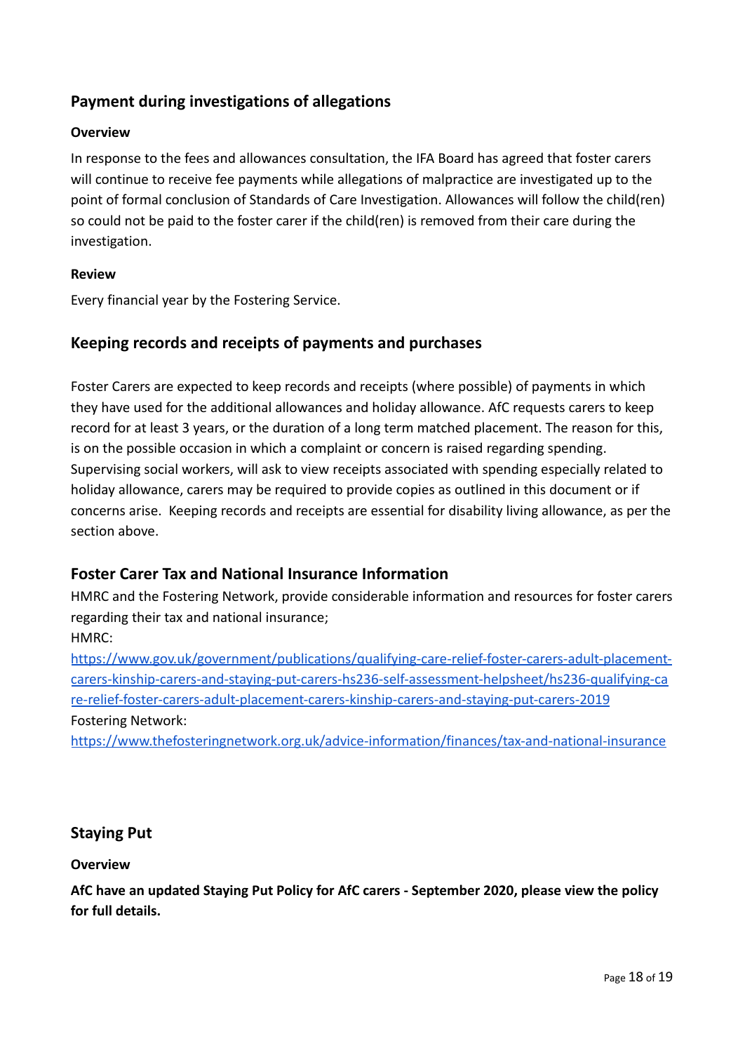## Payment during investigations of allegations

#### Overview

In response to the fees and allowances consultation, the IFA Board has agreed that foster carers will continue to receive fee payments while allegations of malpractice are investigated up to the point of formal conclusion of Standards of Care Investigation. Allowances will follow the child(ren) so could not be paid to the foster carer if the child(ren) is removed from their care during the investigation.

#### Review

Every financial year by the Fostering Service.

## Keeping records and receipts of payments and purchases

Foster Carers are expected to keep records and receipts (where possible) of payments in which they have used for the additional allowances and holiday allowance. AfC requests carers to keep record for at least 3 years, or the duration of a long term matched placement. The reason for this, is on the possible occasion in which a complaint or concern is raised regarding spending. Supervising social workers, will ask to view receipts associated with spending especially related to holiday allowance, carers may be required to provide copies as outlined in this document or if concerns arise. Keeping records and receipts are essential for disability living allowance, as per the section above.

## Foster Carer Tax and National Insurance Information

HMRC and the Fostering Network, provide considerable information and resources for foster carers regarding their tax and national insurance;
HMRC:
https://www.gov.uk/government/publications/qualifying-care-relief-foster-carers-adult-placement-carers-kinship-carers-and-staying-put-carers-hs236-self-assessment-helpsheet/hs236-qualifying-care-relief-foster-carers-adult-placement-carers-kinship-carers-and-staying-put-carers-2019
Fostering Network:
https://www.thefosteringnetwork.org.uk/advice-information/finances/tax-and-national-insurance

## Staying Put

#### Overview

**AfC have an updated Staying Put Policy for AfC carers - September 2020, please view the policy for full details.**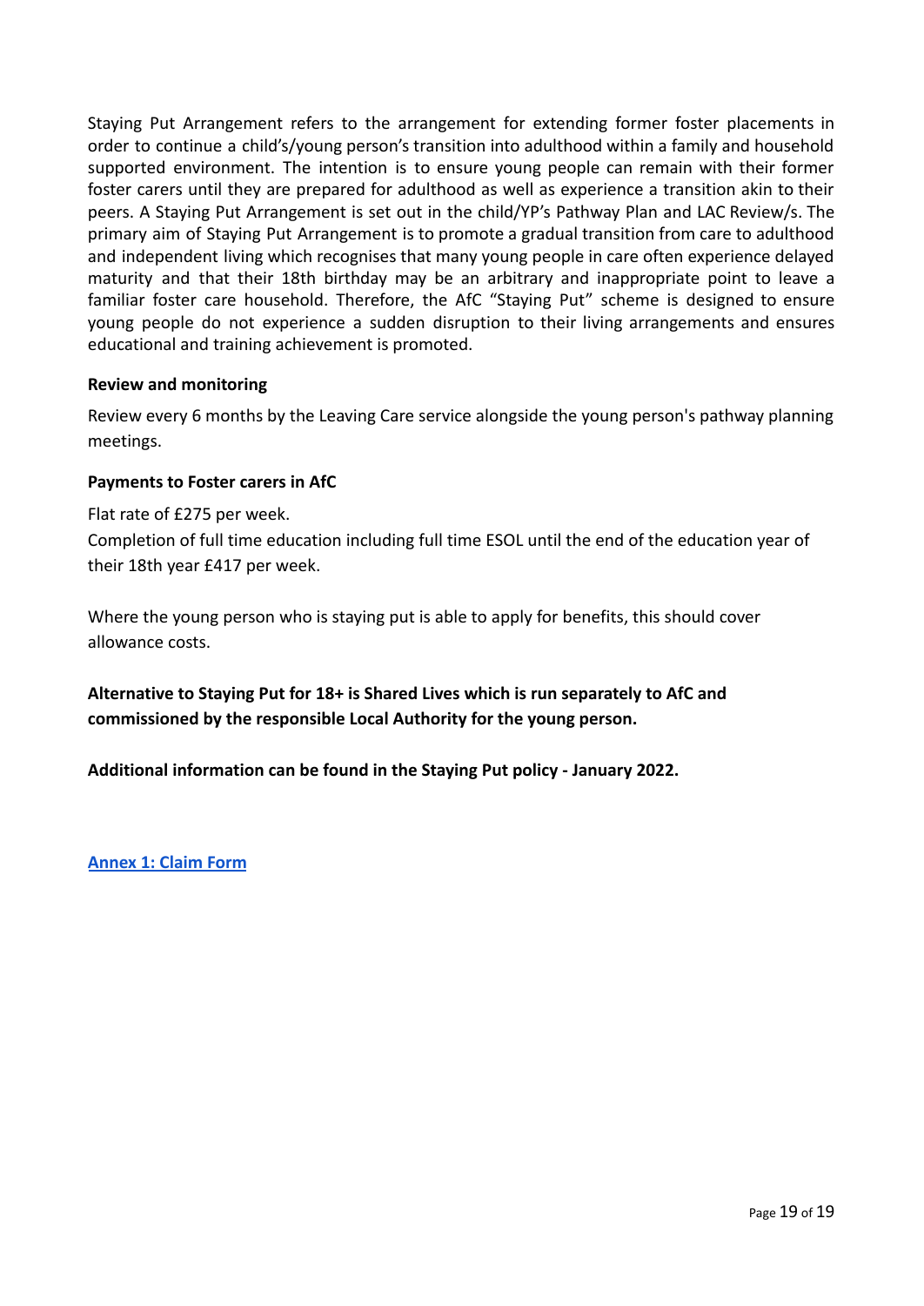Staying Put Arrangement refers to the arrangement for extending former foster placements in order to continue a child's/young person's transition into adulthood within a family and household supported environment. The intention is to ensure young people can remain with their former foster carers until they are prepared for adulthood as well as experience a transition akin to their peers. A Staying Put Arrangement is set out in the child/YP's Pathway Plan and LAC Review/s. The primary aim of Staying Put Arrangement is to promote a gradual transition from care to adulthood and independent living which recognises that many young people in care often experience delayed maturity and that their 18th birthday may be an arbitrary and inappropriate point to leave a familiar foster care household. Therefore, the AfC "Staying Put" scheme is designed to ensure young people do not experience a sudden disruption to their living arrangements and ensures educational and training achievement is promoted.

**Review and monitoring**

Review every 6 months by the Leaving Care service alongside the young person's pathway planning meetings.

**Payments to Foster carers in AfC**

Flat rate of £275 per week.
Completion of full time education including full time ESOL until the end of the education year of their 18th year £417 per week.

Where the young person who is staying put is able to apply for benefits, this should cover allowance costs.

**Alternative to Staying Put for 18+ is Shared Lives which is run separately to AfC and commissioned by the responsible Local Authority for the young person.**

**Additional information can be found in the Staying Put policy - January 2022.**

[Annex 1: Claim Form]